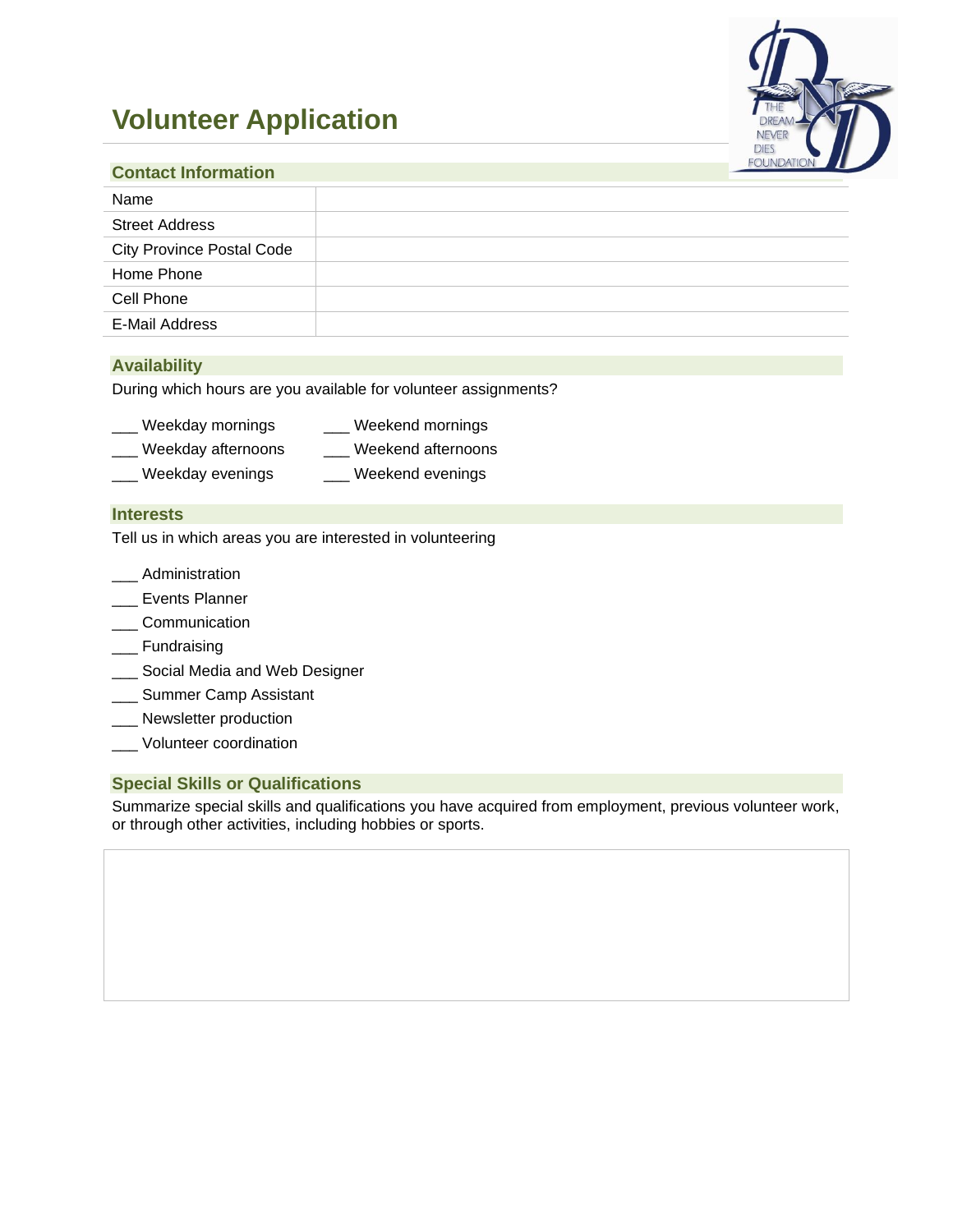# Volunteer Application

## Contact Information

| Name | |
|---|---|
| Street Address | |
| City Province Postal Code | |
| Home Phone | |
| Cell Phone | |
| E-Mail Address | |

## Availability

During which hours are you available for volunteer assignments?

___ Weekday mornings
___ Weekday afternoons
___ Weekday evenings
___ Weekend mornings
___ Weekend afternoons
___ Weekend evenings

## Interests

Tell us in which areas you are interested in volunteering

___ Administration
___ Events Planner
___ Communication
___ Fundraising
___ Social Media and Web Designer
___ Summer Camp Assistant
___ Newsletter production
___ Volunteer coordination

## Special Skills or Qualifications

Summarize special skills and qualifications you have acquired from employment, previous volunteer work, or through other activities, including hobbies or sports.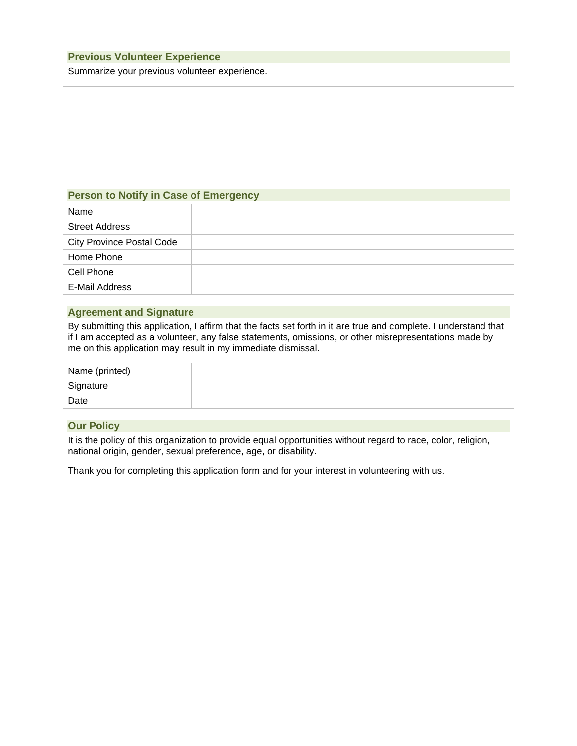## Previous Volunteer Experience

Summarize your previous volunteer experience.

| |
|---|
| |

## Person to Notify in Case of Emergency

| | |
|---|---|
| Name | |
| Street Address | |
| City Province Postal Code | |
| Home Phone | |
| Cell Phone | |
| E-Mail Address | |

## Agreement and Signature

By submitting this application, I affirm that the facts set forth in it are true and complete. I understand that if I am accepted as a volunteer, any false statements, omissions, or other misrepresentations made by me on this application may result in my immediate dismissal.

| | |
|---|---|
| Name (printed) | |
| Signature | |
| Date | |

## Our Policy

It is the policy of this organization to provide equal opportunities without regard to race, color, religion, national origin, gender, sexual preference, age, or disability.

Thank you for completing this application form and for your interest in volunteering with us.